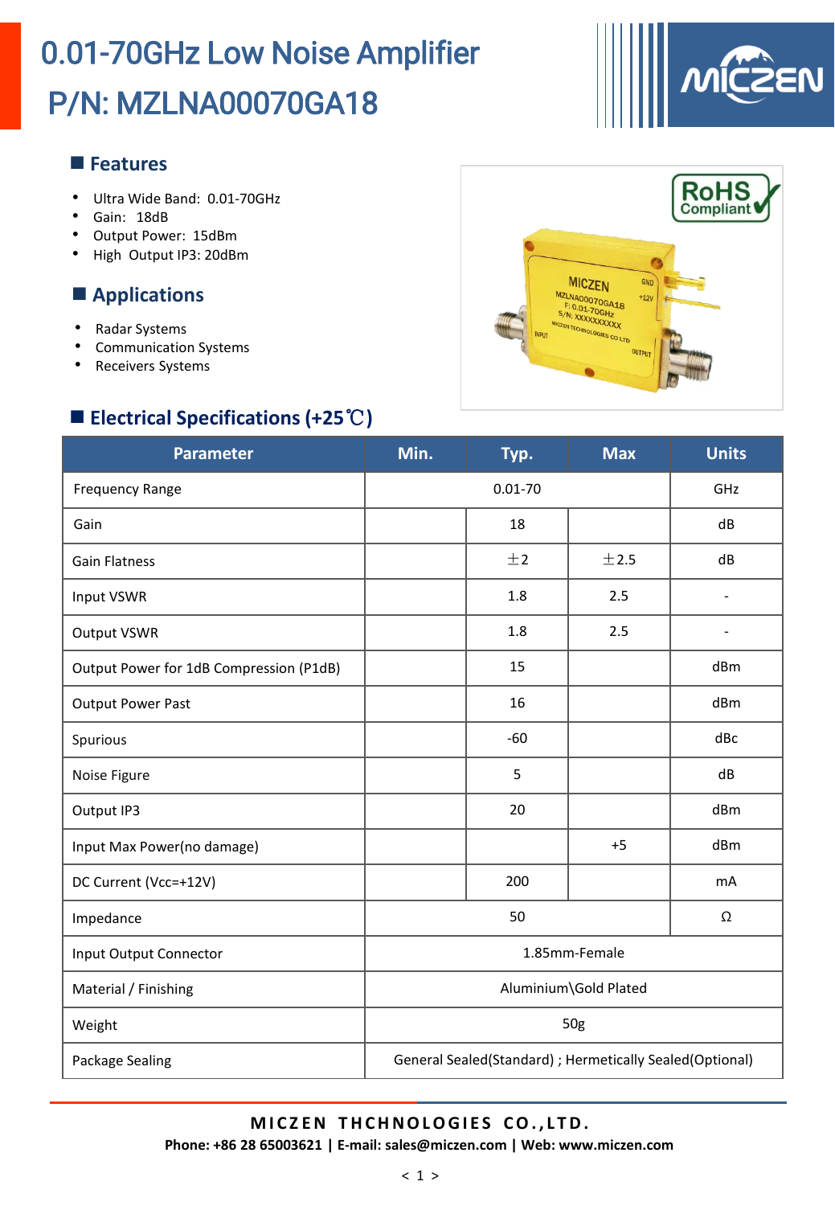# 0.01-70GHz Low Noise Amplifier
# P/N: MZLNA00070GA18

## Features

- Ultra Wide Band: 0.01-70GHz
- Gain: 18dB
- Output Power: 15dBm
- High Output IP3: 20dBm

## Applications

- Radar Systems
- Communication Systems
- Receivers Systems

## Electrical Specifications (+25℃)

| Parameter | Min. | Typ. | Max | Units |
|---|---|---|---|---|
| Frequency Range | 0.01-70 | | | GHz |
| Gain | | 18 | | dB |
| Gain Flatness | | ±2 | ±2.5 | dB |
| Input VSWR | | 1.8 | 2.5 | - |
| Output VSWR | | 1.8 | 2.5 | - |
| Output Power for 1dB Compression (P1dB) | | 15 | | dBm |
| Output Power Past | | 16 | | dBm |
| Spurious | | -60 | | dBc |
| Noise Figure | | 5 | | dB |
| Output IP3 | | 20 | | dBm |
| Input Max Power(no damage) | | | +5 | dBm |
| DC Current (Vcc=+12V) | | 200 | | mA |
| Impedance | 50 | | | Ω |
| Input Output Connector | 1.85mm-Female | | | |
| Material / Finishing | Aluminium\Gold Plated | | | |
| Weight | 50g | | | |
| Package Sealing | General Sealed(Standard) ; Hermetically Sealed(Optional) | | | |

**MICZEN THCHNOLOGIES CO.,LTD.**

**Phone: +86 28 65003621 | E-mail: sales@miczen.com | Web: www.miczen.com**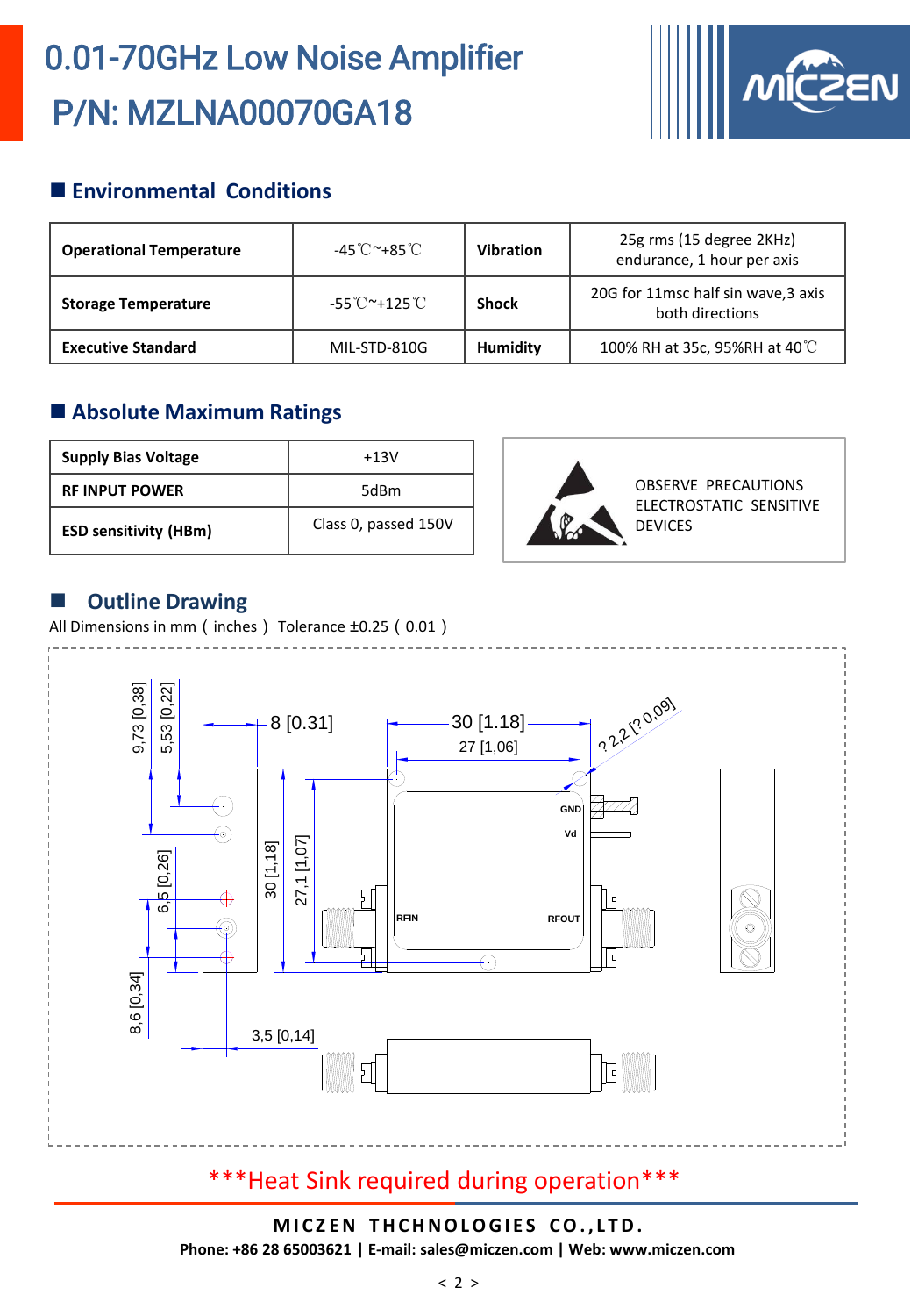# 0.01-70GHz Low Noise Amplifier
# P/N: MZLNA00070GA18

## Environmental Conditions

| Operational Temperature | -45℃~+85℃ | Vibration | 25g rms (15 degree 2KHz) endurance, 1 hour per axis |
|---|---|---|---|
| Storage Temperature | -55℃~+125℃ | Shock | 20G for 11msc half sin wave,3 axis both directions |
| Executive Standard | MIL-STD-810G | Humidity | 100% RH at 35c, 95%RH at 40℃ |

## Absolute Maximum Ratings

| Supply Bias Voltage | +13V |
|---|---|
| RF INPUT POWER | 5dBm |
| ESD sensitivity (HBm) | Class 0, passed 150V |

OBSERVE PRECAUTIONS
ELECTROSTATIC SENSITIVE
DEVICES

## Outline Drawing

All Dimensions in mm（inches） Tolerance ±0.25（0.01）

9,73 [0,38] 5,53 [0,22] 8 [0.31] 30 [1.18] 27 [1,06] ? 2,2 [? 0,09]

GND Vd RFIN RFOUT

6,5 [0,26] 30 [1,18] 27,1 [1,07] 8,6 [0,34] 3,5 [0,14]

***Heat Sink required during operation***

**MICZEN THCHNOLOGIES CO.,LTD.**
**Phone: +86 28 65003621 | E-mail: sales@miczen.com | Web: www.miczen.com**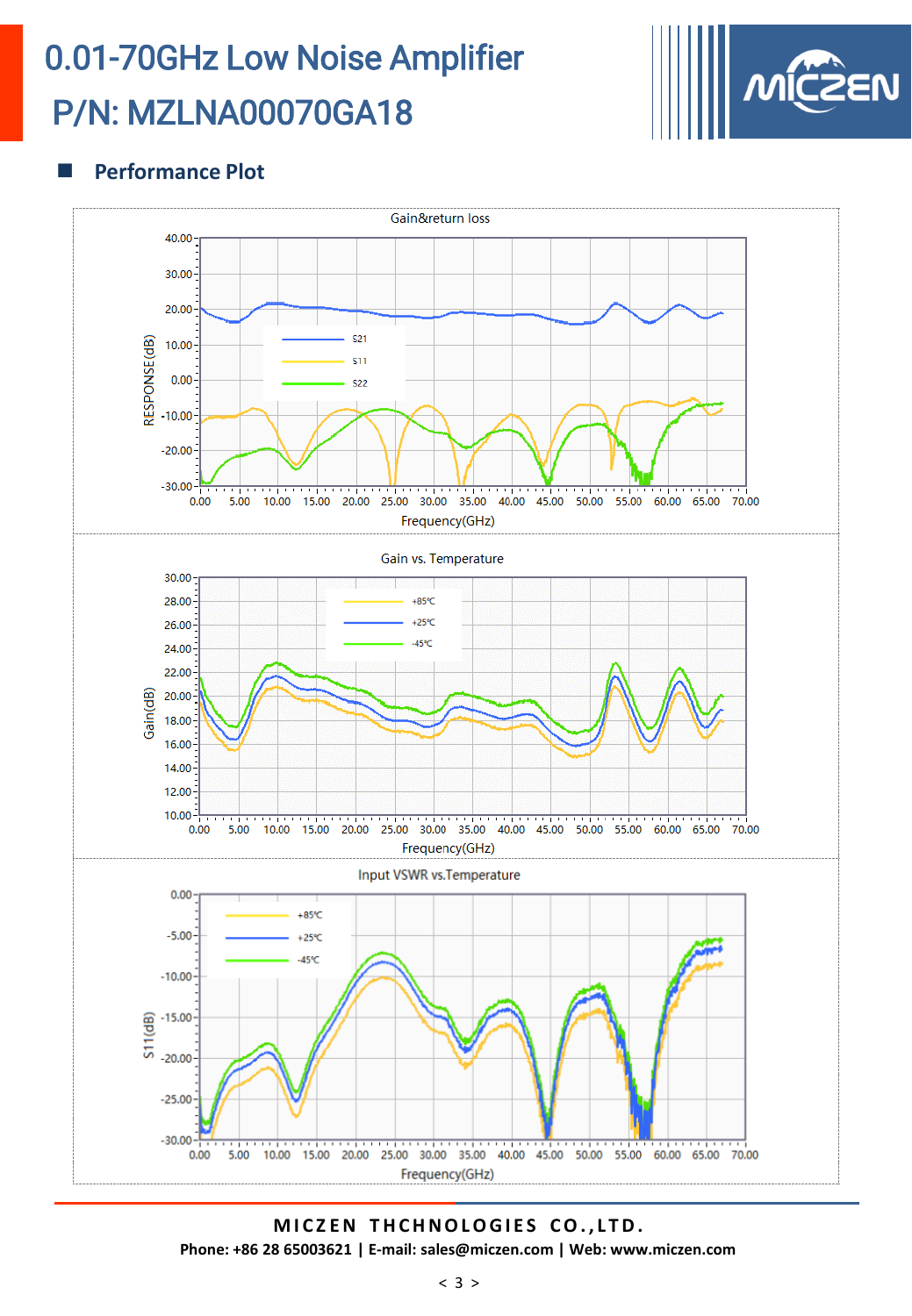# 0.01-70GHz Low Noise Amplifier

# P/N: MZLNA00070GA18

## Performance Plot

Gain&return loss

RESPONSE(dB)

S21
S11
S22

Frequency(GHz)

Gain vs. Temperature

Gain(dB)

+85℃
+25℃
-45℃

Frequency(GHz)

Input VSWR vs.Temperature

S11(dB)

+85℃
+25℃
-45℃

Frequency(GHz)

MICZEN THCHNOLOGIES CO.,LTD.

Phone: +86 28 65003621 | E-mail: sales@miczen.com | Web: www.miczen.com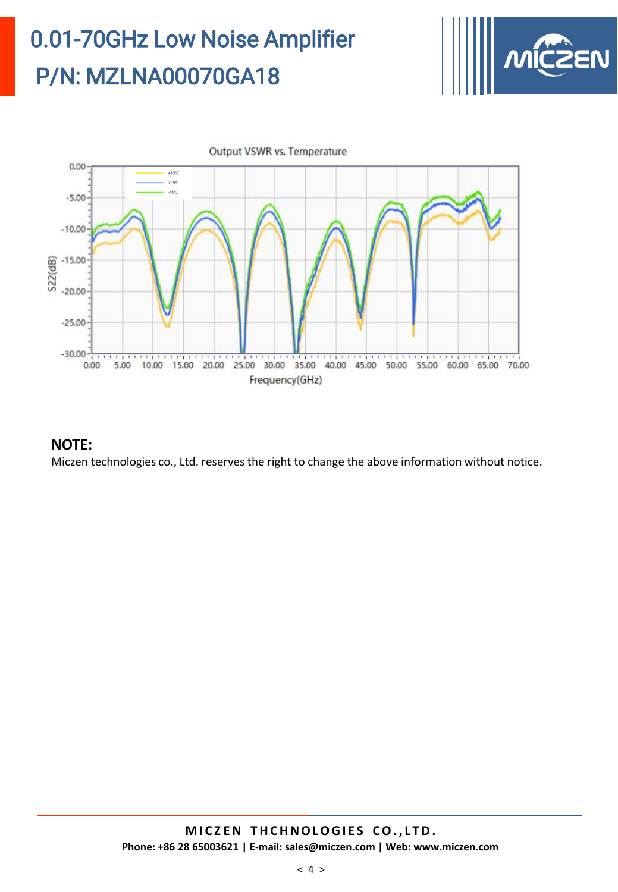# 0.01-70GHz Low Noise Amplifier
# P/N: MZLNA00070GA18

Output VSWR vs. Temperature

+85℃
+25℃
-45℃

S22(dB)

0.00
-5.00
-10.00
-15.00
-20.00
-25.00
-30.00

0.00 5.00 10.00 15.00 20.00 25.00 30.00 35.00 40.00 45.00 50.00 55.00 60.00 65.00 70.00

Frequency(GHz)

**NOTE:**

Miczen technologies co., Ltd. reserves the right to change the above information without notice.

**MICZEN THCHNOLOGIES CO.,LTD.**

**Phone: +86 28 65003621 | E-mail: sales@miczen.com | Web: www.miczen.com**